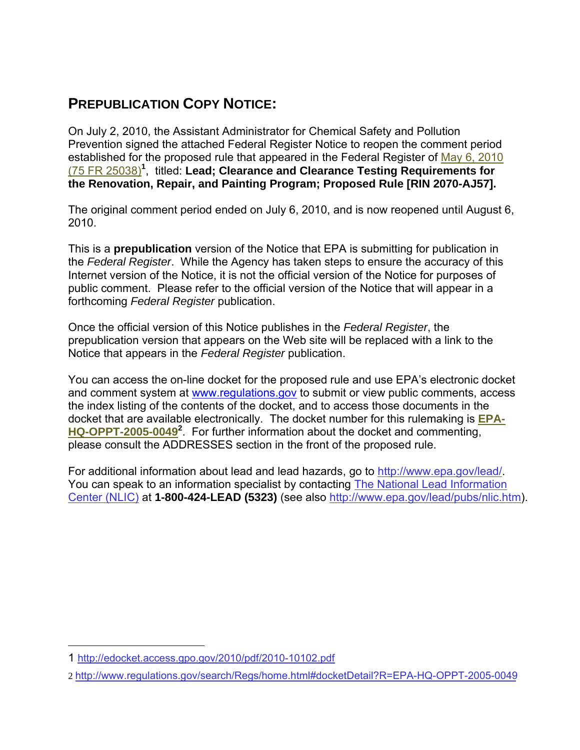## PREPUBLICATION COPY NOTICE:

On July 2, 2010, the Assistant Administrator for Chemical Safety and Pollution Prevention signed the attached Federal Register Notice to reopen the comment period established for the proposed rule that appeared in the Federal Register of May 6, 2010 (75 FR 25038)[1], titled: **Lead; Clearance and Clearance Testing Requirements for the Renovation, Repair, and Painting Program; Proposed Rule [RIN 2070-AJ57].**

The original comment period ended on July 6, 2010, and is now reopened until August 6, 2010.

This is a **prepublication** version of the Notice that EPA is submitting for publication in the *Federal Register*. While the Agency has taken steps to ensure the accuracy of this Internet version of the Notice, it is not the official version of the Notice for purposes of public comment. Please refer to the official version of the Notice that will appear in a forthcoming *Federal Register* publication.

Once the official version of this Notice publishes in the *Federal Register*, the prepublication version that appears on the Web site will be replaced with a link to the Notice that appears in the *Federal Register* publication.

You can access the on-line docket for the proposed rule and use EPA's electronic docket and comment system at www.regulations.gov to submit or view public comments, access the index listing of the contents of the docket, and to access those documents in the docket that are available electronically. The docket number for this rulemaking is **EPA-HQ-OPPT-2005-0049**[2]. For further information about the docket and commenting, please consult the ADDRESSES section in the front of the proposed rule.

For additional information about lead and lead hazards, go to http://www.epa.gov/lead/. You can speak to an information specialist by contacting The National Lead Information Center (NLIC) at **1-800-424-LEAD (5323)** (see also http://www.epa.gov/lead/pubs/nlic.htm).

---

1 http://edocket.access.gpo.gov/2010/pdf/2010-10102.pdf

2 http://www.regulations.gov/search/Regs/home.html#docketDetail?R=EPA-HQ-OPPT-2005-0049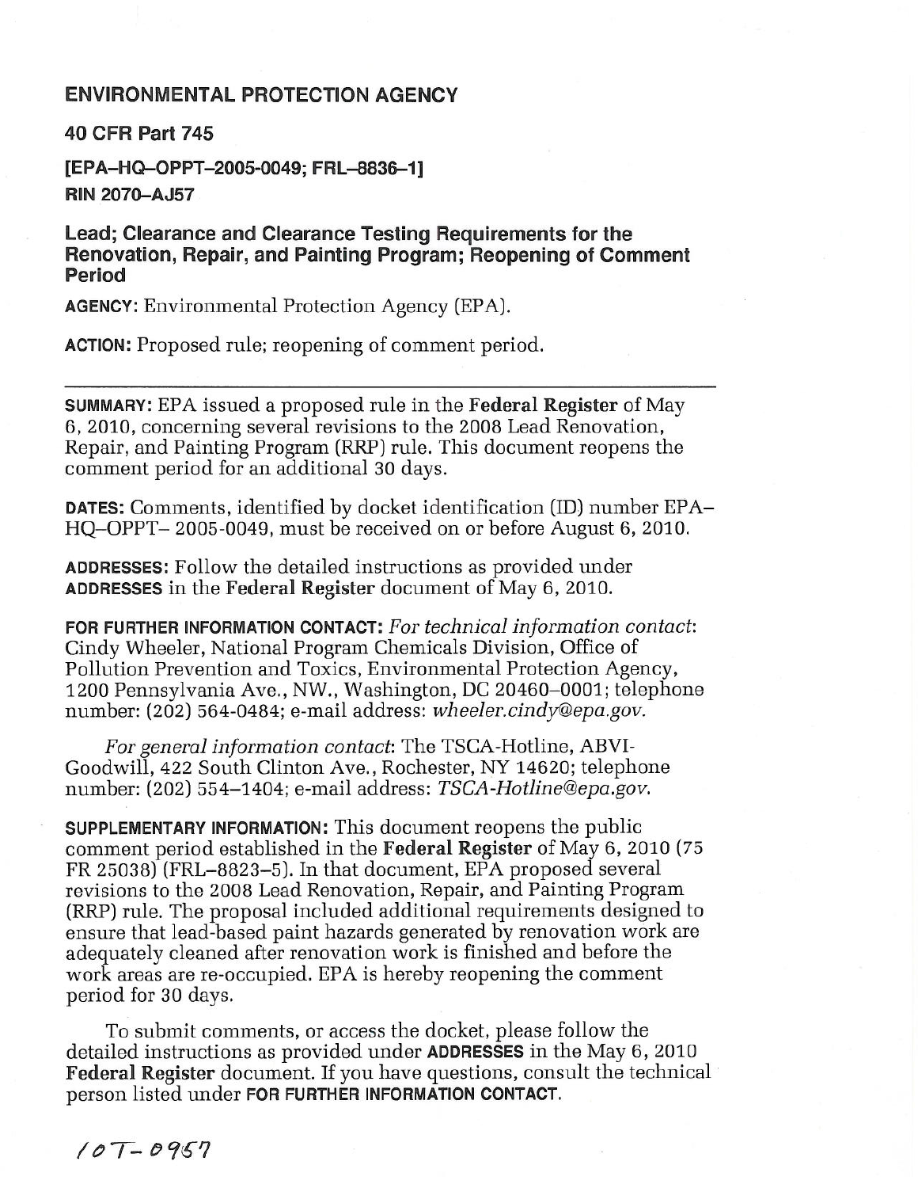## ENVIRONMENTAL PROTECTION AGENCY

**40 CFR Part 745**

**[EPA–HQ–OPPT–2005-0049; FRL–8836–1]**

**RIN 2070–AJ57**

### Lead; Clearance and Clearance Testing Requirements for the Renovation, Repair, and Painting Program; Reopening of Comment Period

**AGENCY:** Environmental Protection Agency (EPA).

**ACTION:** Proposed rule; reopening of comment period.

---

**SUMMARY:** EPA issued a proposed rule in the **Federal Register** of May 6, 2010, concerning several revisions to the 2008 Lead Renovation, Repair, and Painting Program (RRP) rule. This document reopens the comment period for an additional 30 days.

**DATES:** Comments, identified by docket identification (ID) number EPA–HQ–OPPT– 2005-0049, must be received on or before August 6, 2010.

**ADDRESSES:** Follow the detailed instructions as provided under **ADDRESSES** in the **Federal Register** document of May 6, 2010.

**FOR FURTHER INFORMATION CONTACT:** *For technical information contact*: Cindy Wheeler, National Program Chemicals Division, Office of Pollution Prevention and Toxics, Environmental Protection Agency, 1200 Pennsylvania Ave., NW., Washington, DC 20460–0001; telephone number: (202) 564-0484; e-mail address: *wheeler.cindy@epa.gov.*

*For general information contact*: The TSCA-Hotline, ABVI-Goodwill, 422 South Clinton Ave., Rochester, NY 14620; telephone number: (202) 554–1404; e-mail address: *TSCA-Hotline@epa.gov.*

**SUPPLEMENTARY INFORMATION:** This document reopens the public comment period established in the **Federal Register** of May 6, 2010 (75 FR 25038) (FRL–8823–5). In that document, EPA proposed several revisions to the 2008 Lead Renovation, Repair, and Painting Program (RRP) rule. The proposal included additional requirements designed to ensure that lead-based paint hazards generated by renovation work are adequately cleaned after renovation work is finished and before the work areas are re-occupied. EPA is hereby reopening the comment period for 30 days.

To submit comments, or access the docket, please follow the detailed instructions as provided under **ADDRESSES** in the May 6, 2010 **Federal Register** document. If you have questions, consult the technical person listed under **FOR FURTHER INFORMATION CONTACT.**

10T-0957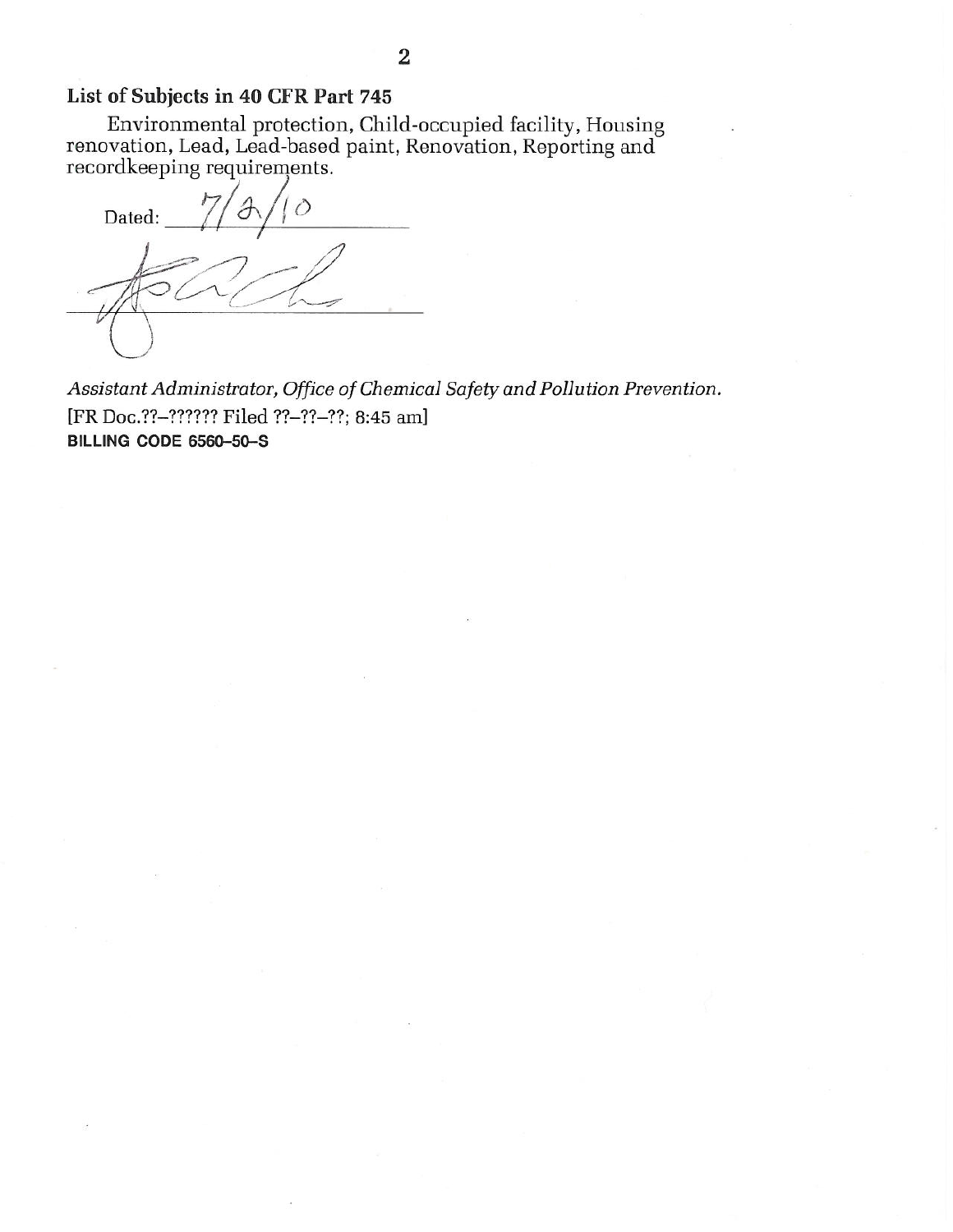## List of Subjects in 40 CFR Part 745

Environmental protection, Child-occupied facility, Housing renovation, Lead, Lead-based paint, Renovation, Reporting and recordkeeping requirements.

Dated: 7/2/10

*Assistant Administrator, Office of Chemical Safety and Pollution Prevention.*

[FR Doc.??–?????? Filed ??–??–??; 8:45 am]

**BILLING CODE 6560–50–S**